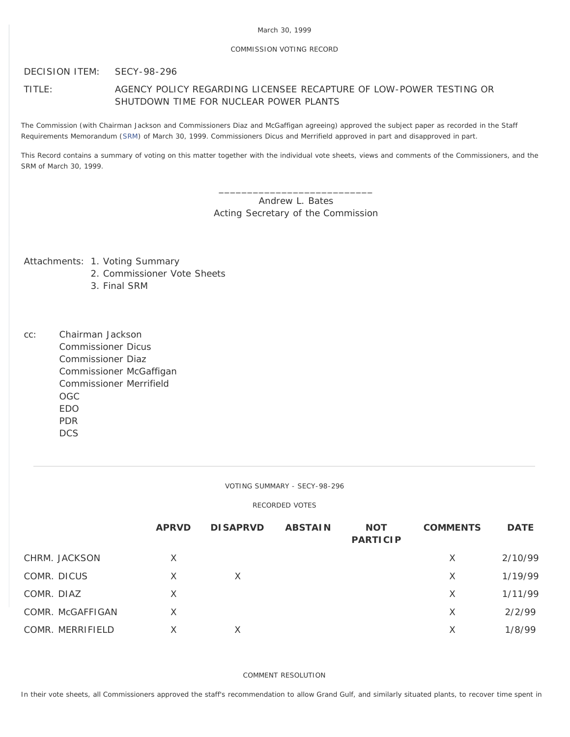March 30, 1999

COMMISSION VOTING RECORD

DECISION ITEM: SECY-98-296

TITLE: AGENCY POLICY REGARDING LICENSEE RECAPTURE OF LOW-POWER TESTING OR SHUTDOWN TIME FOR NUCLEAR POWER PLANTS

The Commission (with Chairman Jackson and Commissioners Diaz and McGaffigan agreeing) approved the subject paper as recorded in the Staff Requirements Memorandum (SRM) of March 30, 1999. Commissioners Dicus and Merrifield approved in part and disapproved in part.

This Record contains a summary of voting on this matter together with the individual vote sheets, views and comments of the Commissioners, and the SRM of March 30, 1999.

\_\_\_\_\_\_\_\_\_\_\_\_\_\_\_\_\_\_\_\_\_\_\_\_\_\_\_\_
Andrew L. Bates
Acting Secretary of the Commission

Attachments:
1. Voting Summary
2. Commissioner Vote Sheets
3. Final SRM

cc:
Chairman Jackson
Commissioner Dicus
Commissioner Diaz
Commissioner McGaffigan
Commissioner Merrifield
OGC
EDO
PDR
DCS

---

VOTING SUMMARY - SECY-98-296

RECORDED VOTES

| | APRVD | DISAPRVD | ABSTAIN | NOT PARTICIP | COMMENTS | DATE |
|---|---|---|---|---|---|---|
| CHRM. JACKSON | X | | | | X | 2/10/99 |
| COMR. DICUS | X | X | | | X | 1/19/99 |
| COMR. DIAZ | X | | | | X | 1/11/99 |
| COMR. McGAFFIGAN | X | | | | X | 2/2/99 |
| COMR. MERRIFIELD | X | X | | | X | 1/8/99 |

COMMENT RESOLUTION

In their vote sheets, all Commissioners approved the staff's recommendation to allow Grand Gulf, and similarly situated plants, to recover time spent in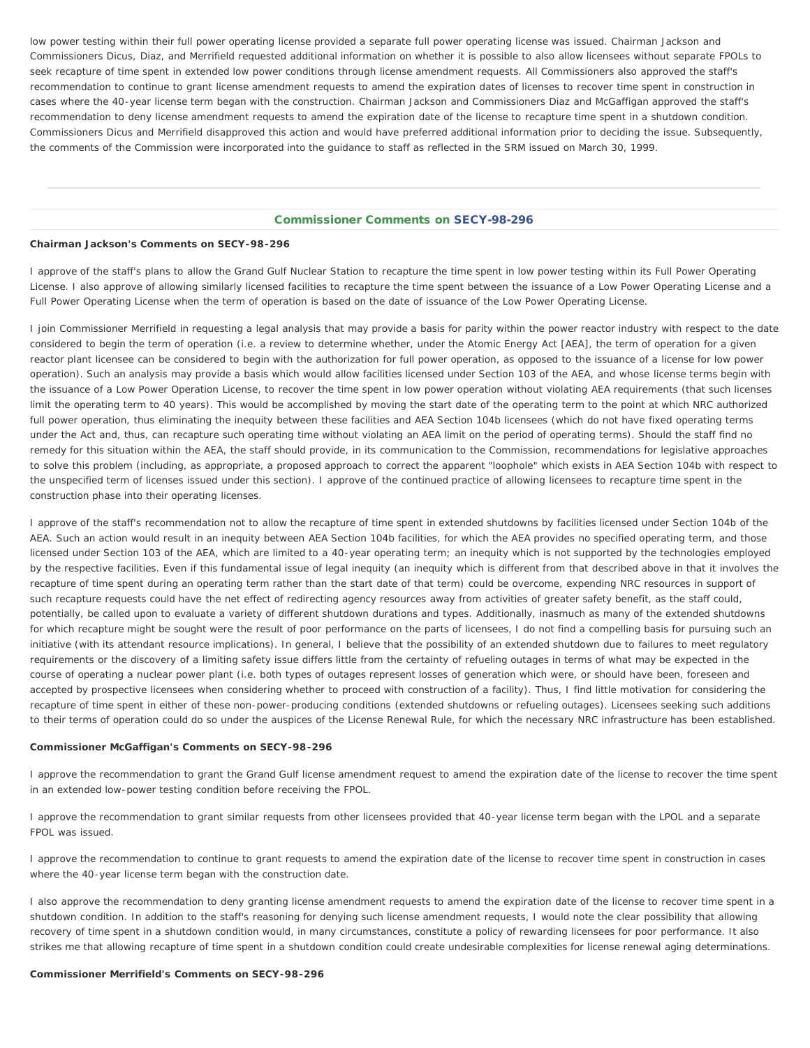low power testing within their full power operating license provided a separate full power operating license was issued. Chairman Jackson and Commissioners Dicus, Diaz, and Merrifield requested additional information on whether it is possible to also allow licensees without separate FPOLs to seek recapture of time spent in extended low power conditions through license amendment requests. All Commissioners also approved the staff's recommendation to continue to grant license amendment requests to amend the expiration dates of licenses to recover time spent in construction in cases where the 40-year license term began with the construction. Chairman Jackson and Commissioners Diaz and McGaffigan approved the staff's recommendation to deny license amendment requests to amend the expiration date of the license to recapture time spent in a shutdown condition. Commissioners Dicus and Merrifield disapproved this action and would have preferred additional information prior to deciding the issue. Subsequently, the comments of the Commission were incorporated into the guidance to staff as reflected in the SRM issued on March 30, 1999.

---

## Commissioner Comments on SECY-98-296

**Chairman Jackson's Comments on SECY-98-296**

I approve of the staff's plans to allow the Grand Gulf Nuclear Station to recapture the time spent in low power testing within its Full Power Operating License. I also approve of allowing similarly licensed facilities to recapture the time spent between the issuance of a Low Power Operating License and a Full Power Operating License when the term of operation is based on the date of issuance of the Low Power Operating License.

I join Commissioner Merrifield in requesting a legal analysis that may provide a basis for parity within the power reactor industry with respect to the date considered to begin the term of operation (i.e. a review to determine whether, under the Atomic Energy Act [AEA], the term of operation for a given reactor plant licensee can be considered to begin with the authorization for full power operation, as opposed to the issuance of a license for low power operation). Such an analysis may provide a basis which would allow facilities licensed under Section 103 of the AEA, and whose license terms begin with the issuance of a Low Power Operation License, to recover the time spent in low power operation without violating AEA requirements (that such licenses limit the operating term to 40 years). This would be accomplished by moving the start date of the operating term to the point at which NRC authorized full power operation, thus eliminating the inequity between these facilities and AEA Section 104b licensees (which do not have fixed operating terms under the Act and, thus, can recapture such operating time without violating an AEA limit on the period of operating terms). Should the staff find no remedy for this situation within the AEA, the staff should provide, in its communication to the Commission, recommendations for legislative approaches to solve this problem (including, as appropriate, a proposed approach to correct the apparent "loophole" which exists in AEA Section 104b with respect to the unspecified term of licenses issued under this section). I approve of the continued practice of allowing licensees to recapture time spent in the construction phase into their operating licenses.

I approve of the staff's recommendation not to allow the recapture of time spent in extended shutdowns by facilities licensed under Section 104b of the AEA. Such an action would result in an inequity between AEA Section 104b facilities, for which the AEA provides no specified operating term, and those licensed under Section 103 of the AEA, which are limited to a 40-year operating term; an inequity which is not supported by the technologies employed by the respective facilities. Even if this fundamental issue of legal inequity (an inequity which is different from that described above in that it involves the recapture of time spent during an operating term rather than the start date of that term) could be overcome, expending NRC resources in support of such recapture requests could have the net effect of redirecting agency resources away from activities of greater safety benefit, as the staff could, potentially, be called upon to evaluate a variety of different shutdown durations and types. Additionally, inasmuch as many of the extended shutdowns for which recapture might be sought were the result of poor performance on the parts of licensees, I do not find a compelling basis for pursuing such an initiative (with its attendant resource implications). In general, I believe that the possibility of an extended shutdown due to failures to meet regulatory requirements or the discovery of a limiting safety issue differs little from the certainty of refueling outages in terms of what may be expected in the course of operating a nuclear power plant (i.e. both types of outages represent losses of generation which were, or should have been, foreseen and accepted by prospective licensees when considering whether to proceed with construction of a facility). Thus, I find little motivation for considering the recapture of time spent in either of these non-power-producing conditions (extended shutdowns or refueling outages). Licensees seeking such additions to their terms of operation could do so under the auspices of the License Renewal Rule, for which the necessary NRC infrastructure has been established.

**Commissioner McGaffigan's Comments on SECY-98-296**

I approve the recommendation to grant the Grand Gulf license amendment request to amend the expiration date of the license to recover the time spent in an extended low-power testing condition before receiving the FPOL.

I approve the recommendation to grant similar requests from other licensees provided that 40-year license term began with the LPOL and a separate FPOL was issued.

I approve the recommendation to continue to grant requests to amend the expiration date of the license to recover time spent in construction in cases where the 40-year license term began with the construction date.

I also approve the recommendation to deny granting license amendment requests to amend the expiration date of the license to recover time spent in a shutdown condition. In addition to the staff's reasoning for denying such license amendment requests, I would note the clear possibility that allowing recovery of time spent in a shutdown condition would, in many circumstances, constitute a policy of rewarding licensees for poor performance. It also strikes me that allowing recapture of time spent in a shutdown condition could create undesirable complexities for license renewal aging determinations.

**Commissioner Merrifield's Comments on SECY-98-296**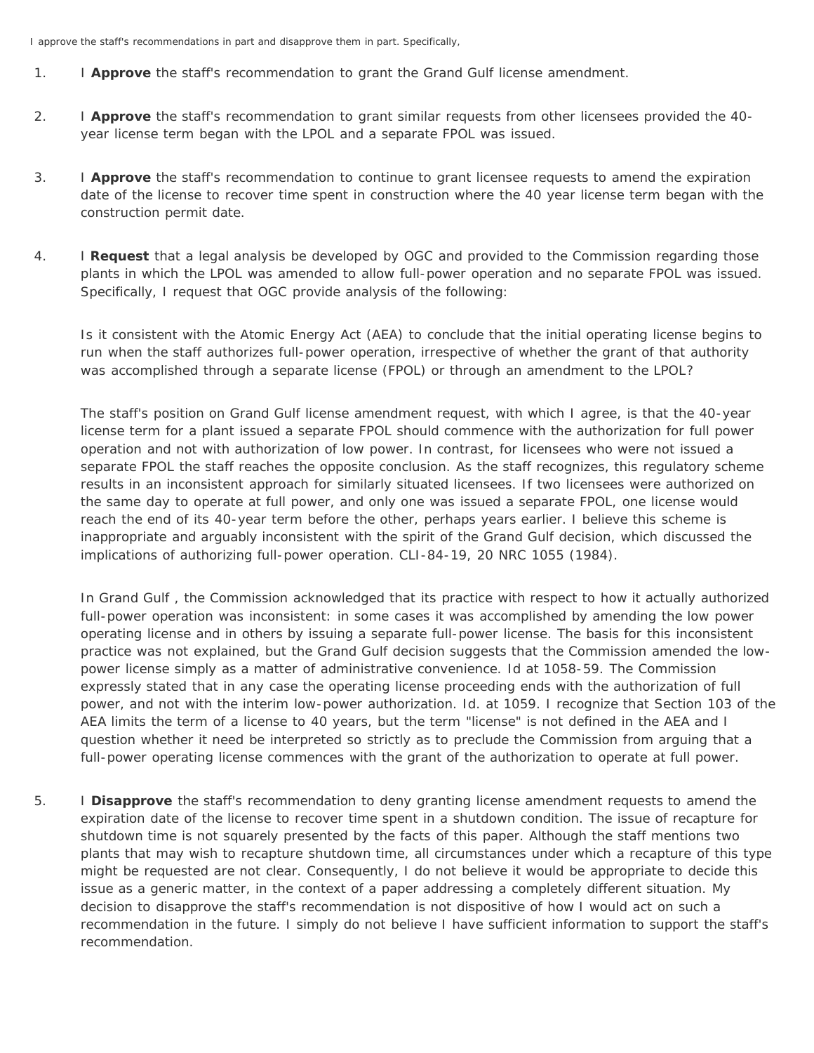I approve the staff's recommendations in part and disapprove them in part. Specifically,

1. I **Approve** the staff's recommendation to grant the Grand Gulf license amendment.

2. I **Approve** the staff's recommendation to grant similar requests from other licensees provided the 40-year license term began with the LPOL and a separate FPOL was issued.

3. I **Approve** the staff's recommendation to continue to grant licensee requests to amend the expiration date of the license to recover time spent in construction where the 40 year license term began with the construction permit date.

4. I **Request** that a legal analysis be developed by OGC and provided to the Commission regarding those plants in which the LPOL was amended to allow full-power operation and no separate FPOL was issued. Specifically, I request that OGC provide analysis of the following:

   Is it consistent with the Atomic Energy Act (AEA) to conclude that the initial operating license begins to run when the staff authorizes full-power operation, irrespective of whether the grant of that authority was accomplished through a separate license (FPOL) or through an amendment to the LPOL?

   The staff's position on Grand Gulf license amendment request, with which I agree, is that the 40-year license term for a plant issued a separate FPOL should commence with the authorization for full power operation and not with authorization of low power. In contrast, for licensees who were not issued a separate FPOL the staff reaches the opposite conclusion. As the staff recognizes, this regulatory scheme results in an inconsistent approach for similarly situated licensees. If two licensees were authorized on the same day to operate at full power, and only one was issued a separate FPOL, one license would reach the end of its 40-year term before the other, perhaps years earlier. I believe this scheme is inappropriate and arguably inconsistent with the spirit of the Grand Gulf decision, which discussed the implications of authorizing full-power operation. CLI-84-19, 20 NRC 1055 (1984).

   In *Grand Gulf* , the Commission acknowledged that its practice with respect to how it actually authorized full-power operation was inconsistent: in some cases it was accomplished by amending the low power operating license and in others by issuing a separate full-power license. The basis for this inconsistent practice was not explained, but the Grand Gulf decision suggests that the Commission amended the low-power license simply as a matter of administrative convenience. Id at 1058-59. The Commission expressly stated that in any case the operating license proceeding ends with the authorization of full power, and not with the interim low-power authorization. Id. at 1059. I recognize that Section 103 of the AEA limits the term of a license to 40 years, but the term "license" is not defined in the AEA and I question whether it need be interpreted so strictly as to preclude the Commission from arguing that a full-power operating license commences with the grant of the authorization to operate at full power.

5. I **Disapprove** the staff's recommendation to deny granting license amendment requests to amend the expiration date of the license to recover time spent in a shutdown condition. The issue of recapture for shutdown time is not squarely presented by the facts of this paper. Although the staff mentions two plants that may wish to recapture shutdown time, all circumstances under which a recapture of this type might be requested are not clear. Consequently, I do not believe it would be appropriate to decide this issue as a generic matter, in the context of a paper addressing a completely different situation. My decision to disapprove the staff's recommendation is not dispositive of how I would act on such a recommendation in the future. I simply do not believe I have sufficient information to support the staff's recommendation.